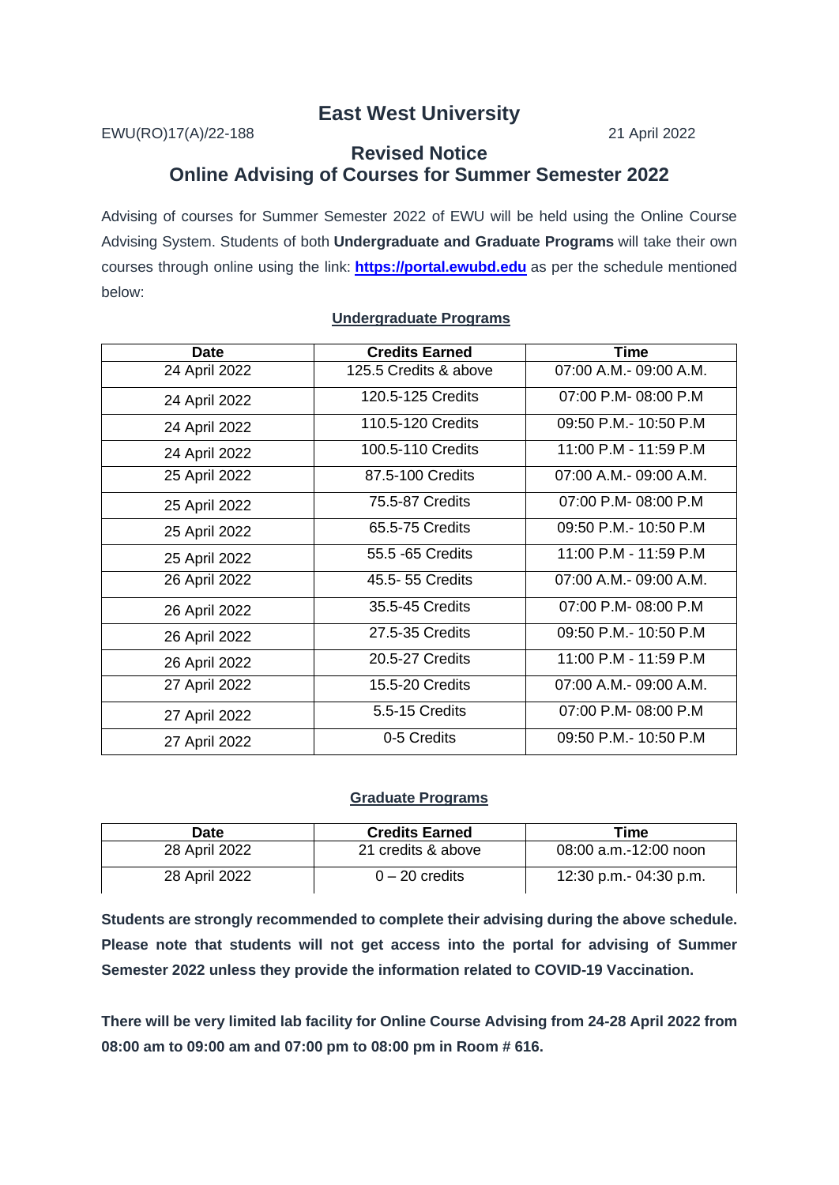# East West University

EWU(RO)17(A)/22-188 21 April 2022

## Revised Notice
## Online Advising of Courses for Summer Semester 2022

Advising of courses for Summer Semester 2022 of EWU will be held using the Online Course Advising System. Students of both **Undergraduate and Graduate Programs** will take their own courses through online using the link: **https://portal.ewubd.edu** as per the schedule mentioned below:

**Undergraduate Programs**

| Date | Credits Earned | Time |
|---|---|---|
| 24 April 2022 | 125.5 Credits & above | 07:00 A.M.- 09:00 A.M. |
| 24 April 2022 | 120.5-125 Credits | 07:00 P.M- 08:00 P.M |
| 24 April 2022 | 110.5-120 Credits | 09:50 P.M.- 10:50 P.M |
| 24 April 2022 | 100.5-110 Credits | 11:00 P.M - 11:59 P.M |
| 25 April 2022 | 87.5-100 Credits | 07:00 A.M.- 09:00 A.M. |
| 25 April 2022 | 75.5-87 Credits | 07:00 P.M- 08:00 P.M |
| 25 April 2022 | 65.5-75 Credits | 09:50 P.M.- 10:50 P.M |
| 25 April 2022 | 55.5 -65 Credits | 11:00 P.M - 11:59 P.M |
| 26 April 2022 | 45.5- 55 Credits | 07:00 A.M.- 09:00 A.M. |
| 26 April 2022 | 35.5-45 Credits | 07:00 P.M- 08:00 P.M |
| 26 April 2022 | 27.5-35 Credits | 09:50 P.M.- 10:50 P.M |
| 26 April 2022 | 20.5-27 Credits | 11:00 P.M - 11:59 P.M |
| 27 April 2022 | 15.5-20 Credits | 07:00 A.M.- 09:00 A.M. |
| 27 April 2022 | 5.5-15 Credits | 07:00 P.M- 08:00 P.M |
| 27 April 2022 | 0-5 Credits | 09:50 P.M.- 10:50 P.M |

**Graduate Programs**

| Date | Credits Earned | Time |
|---|---|---|
| 28 April 2022 | 21 credits & above | 08:00 a.m.-12:00 noon |
| 28 April 2022 | 0 – 20 credits | 12:30 p.m.- 04:30 p.m. |

**Students are strongly recommended to complete their advising during the above schedule. Please note that students will not get access into the portal for advising of Summer Semester 2022 unless they provide the information related to COVID-19 Vaccination.**

**There will be very limited lab facility for Online Course Advising from 24-28 April 2022 from 08:00 am to 09:00 am and 07:00 pm to 08:00 pm in Room # 616.**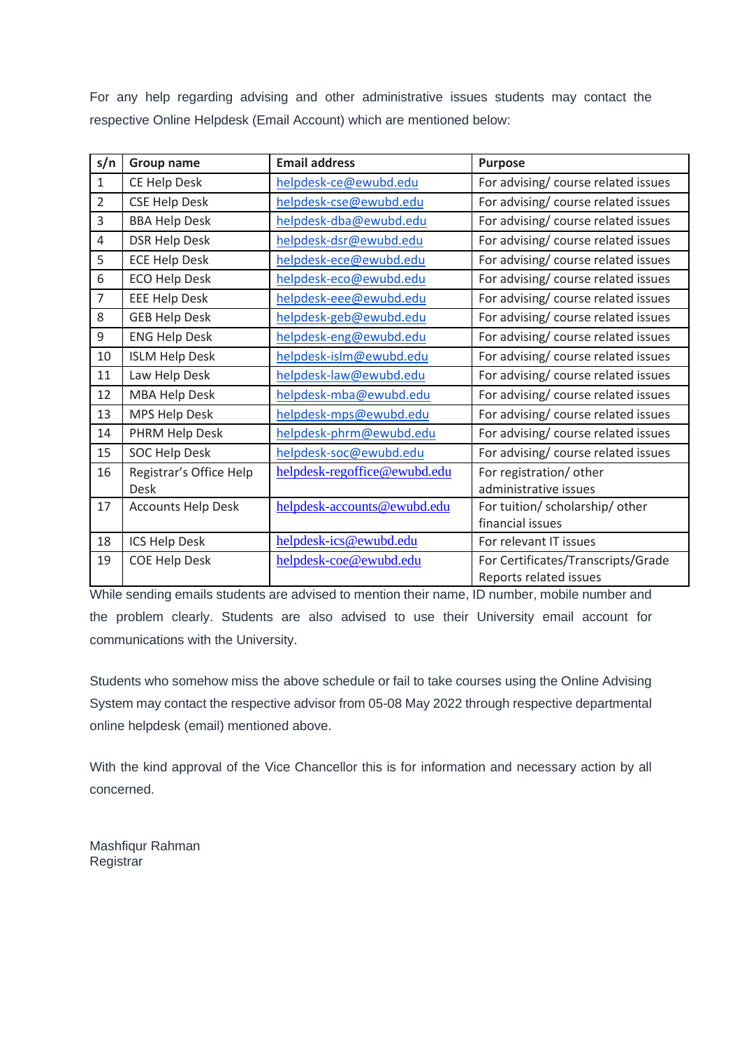For any help regarding advising and other administrative issues students may contact the respective Online Helpdesk (Email Account) which are mentioned below:

| s/n | Group name | Email address | Purpose |
|---|---|---|---|
| 1 | CE Help Desk | helpdesk-ce@ewubd.edu | For advising/ course related issues |
| 2 | CSE Help Desk | helpdesk-cse@ewubd.edu | For advising/ course related issues |
| 3 | BBA Help Desk | helpdesk-dba@ewubd.edu | For advising/ course related issues |
| 4 | DSR Help Desk | helpdesk-dsr@ewubd.edu | For advising/ course related issues |
| 5 | ECE Help Desk | helpdesk-ece@ewubd.edu | For advising/ course related issues |
| 6 | ECO Help Desk | helpdesk-eco@ewubd.edu | For advising/ course related issues |
| 7 | EEE Help Desk | helpdesk-eee@ewubd.edu | For advising/ course related issues |
| 8 | GEB Help Desk | helpdesk-geb@ewubd.edu | For advising/ course related issues |
| 9 | ENG Help Desk | helpdesk-eng@ewubd.edu | For advising/ course related issues |
| 10 | ISLM Help Desk | helpdesk-islm@ewubd.edu | For advising/ course related issues |
| 11 | Law Help Desk | helpdesk-law@ewubd.edu | For advising/ course related issues |
| 12 | MBA Help Desk | helpdesk-mba@ewubd.edu | For advising/ course related issues |
| 13 | MPS Help Desk | helpdesk-mps@ewubd.edu | For advising/ course related issues |
| 14 | PHRM Help Desk | helpdesk-phrm@ewubd.edu | For advising/ course related issues |
| 15 | SOC Help Desk | helpdesk-soc@ewubd.edu | For advising/ course related issues |
| 16 | Registrar's Office Help Desk | helpdesk-regoffice@ewubd.edu | For registration/ other administrative issues |
| 17 | Accounts Help Desk | helpdesk-accounts@ewubd.edu | For tuition/ scholarship/ other financial issues |
| 18 | ICS Help Desk | helpdesk-ics@ewubd.edu | For relevant IT issues |
| 19 | COE Help Desk | helpdesk-coe@ewubd.edu | For Certificates/Transcripts/Grade Reports related issues |

While sending emails students are advised to mention their name, ID number, mobile number and the problem clearly. Students are also advised to use their University email account for communications with the University.

Students who somehow miss the above schedule or fail to take courses using the Online Advising System may contact the respective advisor from 05-08 May 2022 through respective departmental online helpdesk (email) mentioned above.

With the kind approval of the Vice Chancellor this is for information and necessary action by all concerned.

Mashfiqur Rahman
Registrar